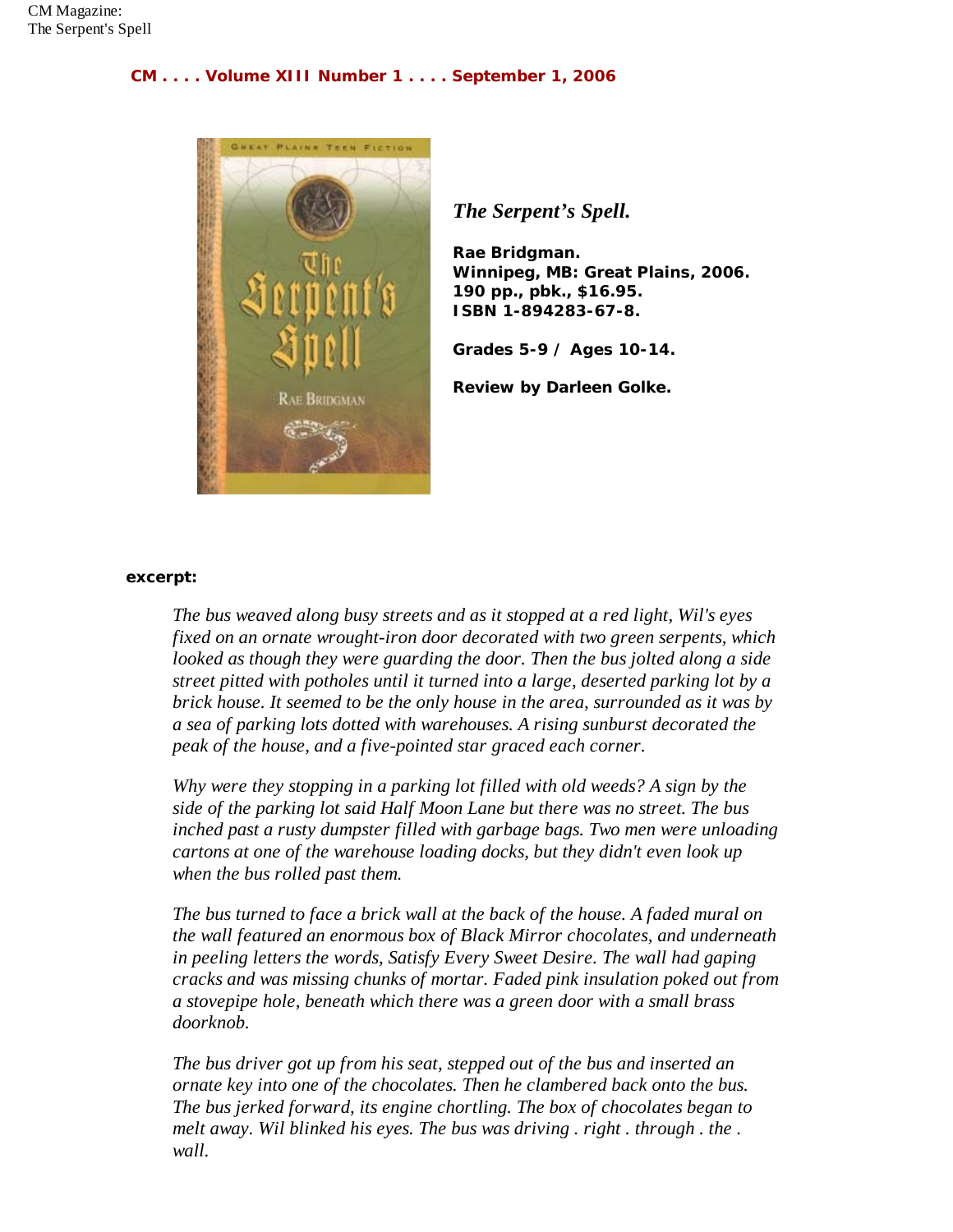CM . . . . Volume XIII Number 1 . . . . September 1, 2006

*The Serpent's Spell.*

**Rae Bridgman.**
**Winnipeg, MB: Great Plains, 2006.**
**190 pp., pbk., $16.95.**
**ISBN 1-894283-67-8.**

**Grades 5-9 / Ages 10-14.**

**Review by Darleen Golke.**

**excerpt:**

> *The bus weaved along busy streets and as it stopped at a red light, Wil's eyes fixed on an ornate wrought-iron door decorated with two green serpents, which looked as though they were guarding the door. Then the bus jolted along a side street pitted with potholes until it turned into a large, deserted parking lot by a brick house. It seemed to be the only house in the area, surrounded as it was by a sea of parking lots dotted with warehouses. A rising sunburst decorated the peak of the house, and a five-pointed star graced each corner.*
>
> *Why were they stopping in a parking lot filled with old weeds? A sign by the side of the parking lot said Half Moon Lane but there was no street. The bus inched past a rusty dumpster filled with garbage bags. Two men were unloading cartons at one of the warehouse loading docks, but they didn't even look up when the bus rolled past them.*
>
> *The bus turned to face a brick wall at the back of the house. A faded mural on the wall featured an enormous box of Black Mirror chocolates, and underneath in peeling letters the words, Satisfy Every Sweet Desire. The wall had gaping cracks and was missing chunks of mortar. Faded pink insulation poked out from a stovepipe hole, beneath which there was a green door with a small brass doorknob.*
>
> *The bus driver got up from his seat, stepped out of the bus and inserted an ornate key into one of the chocolates. Then he clambered back onto the bus. The bus jerked forward, its engine chortling. The box of chocolates began to melt away. Wil blinked his eyes. The bus was driving . right . through . the . wall.*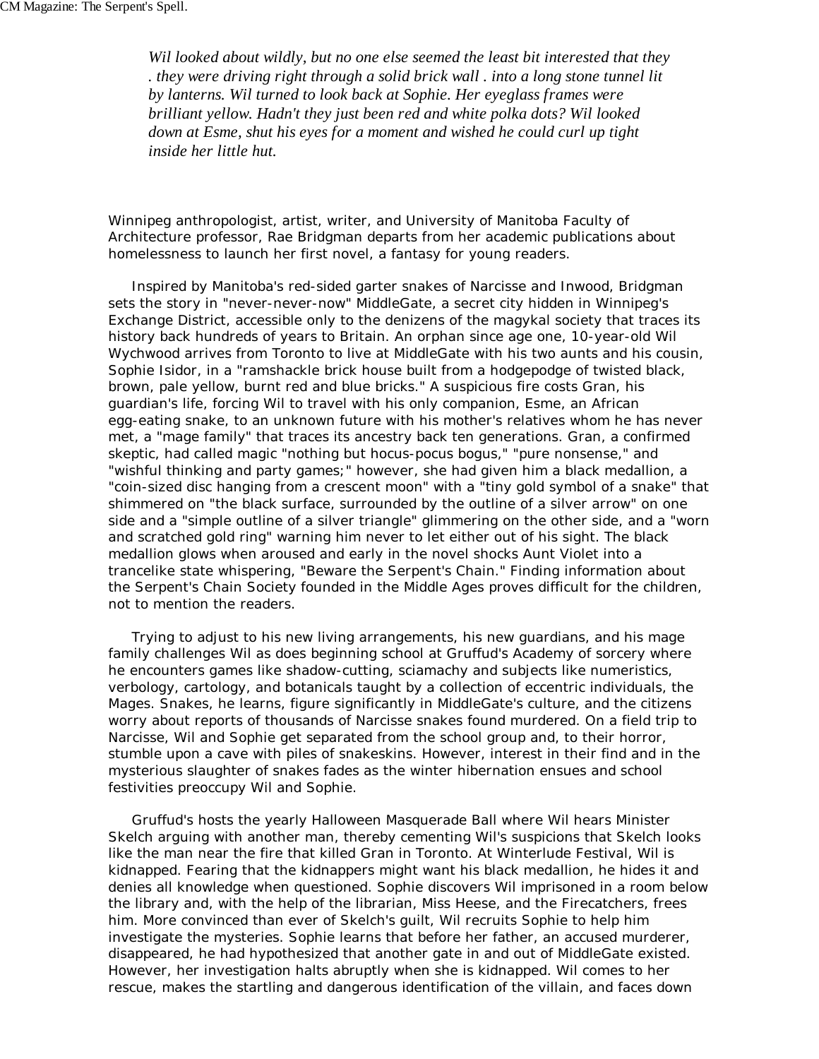*Wil looked about wildly, but no one else seemed the least bit interested that they . they were driving right through a solid brick wall . into a long stone tunnel lit by lanterns. Wil turned to look back at Sophie. Her eyeglass frames were brilliant yellow. Hadn't they just been red and white polka dots? Wil looked down at Esme, shut his eyes for a moment and wished he could curl up tight inside her little hut.*

Winnipeg anthropologist, artist, writer, and University of Manitoba Faculty of Architecture professor, Rae Bridgman departs from her academic publications about homelessness to launch her first novel, a fantasy for young readers.

Inspired by Manitoba's red-sided garter snakes of Narcisse and Inwood, Bridgman sets the story in "never-never-now" MiddleGate, a secret city hidden in Winnipeg's Exchange District, accessible only to the denizens of the magykal society that traces its history back hundreds of years to Britain. An orphan since age one, 10-year-old Wil Wychwood arrives from Toronto to live at MiddleGate with his two aunts and his cousin, Sophie Isidor, in a "ramshackle brick house built from a hodgepodge of twisted black, brown, pale yellow, burnt red and blue bricks." A suspicious fire costs Gran, his guardian's life, forcing Wil to travel with his only companion, Esme, an African egg-eating snake, to an unknown future with his mother's relatives whom he has never met, a "mage family" that traces its ancestry back ten generations. Gran, a confirmed skeptic, had called magic "nothing but hocus-pocus bogus," "pure nonsense," and "wishful thinking and party games;" however, she had given him a black medallion, a "coin-sized disc hanging from a crescent moon" with a "tiny gold symbol of a snake" that shimmered on "the black surface, surrounded by the outline of a silver arrow" on one side and a "simple outline of a silver triangle" glimmering on the other side, and a "worn and scratched gold ring" warning him never to let either out of his sight. The black medallion glows when aroused and early in the novel shocks Aunt Violet into a trancelike state whispering, "Beware the Serpent's Chain." Finding information about the Serpent's Chain Society founded in the Middle Ages proves difficult for the children, not to mention the readers.

Trying to adjust to his new living arrangements, his new guardians, and his mage family challenges Wil as does beginning school at Gruffud's Academy of sorcery where he encounters games like shadow-cutting, sciamachy and subjects like numeristics, verbology, cartology, and botanicals taught by a collection of eccentric individuals, the Mages. Snakes, he learns, figure significantly in MiddleGate's culture, and the citizens worry about reports of thousands of Narcisse snakes found murdered. On a field trip to Narcisse, Wil and Sophie get separated from the school group and, to their horror, stumble upon a cave with piles of snakeskins. However, interest in their find and in the mysterious slaughter of snakes fades as the winter hibernation ensues and school festivities preoccupy Wil and Sophie.

Gruffud's hosts the yearly Halloween Masquerade Ball where Wil hears Minister Skelch arguing with another man, thereby cementing Wil's suspicions that Skelch looks like the man near the fire that killed Gran in Toronto. At Winterlude Festival, Wil is kidnapped. Fearing that the kidnappers might want his black medallion, he hides it and denies all knowledge when questioned. Sophie discovers Wil imprisoned in a room below the library and, with the help of the librarian, Miss Heese, and the Firecatchers, frees him. More convinced than ever of Skelch's guilt, Wil recruits Sophie to help him investigate the mysteries. Sophie learns that before her father, an accused murderer, disappeared, he had hypothesized that another gate in and out of MiddleGate existed. However, her investigation halts abruptly when she is kidnapped. Wil comes to her rescue, makes the startling and dangerous identification of the villain, and faces down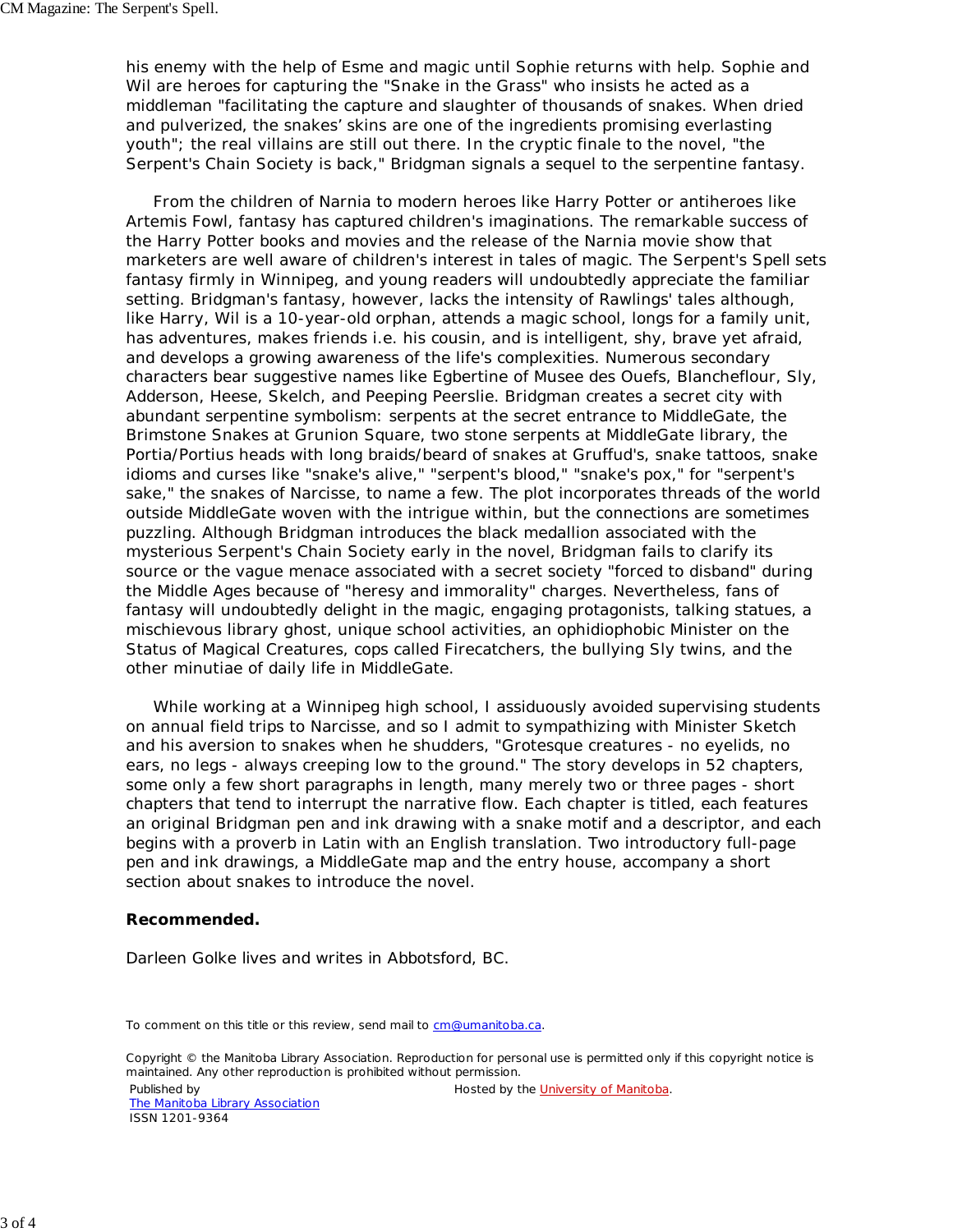his enemy with the help of Esme and magic until Sophie returns with help. Sophie and Wil are heroes for capturing the "Snake in the Grass" who insists he acted as a middleman "facilitating the capture and slaughter of thousands of snakes. When dried and pulverized, the snakes' skins are one of the ingredients promising everlasting youth"; the real villains are still out there. In the cryptic finale to the novel, "the Serpent's Chain Society is back," Bridgman signals a sequel to the serpentine fantasy.

From the children of Narnia to modern heroes like Harry Potter or antiheroes like Artemis Fowl, fantasy has captured children's imaginations. The remarkable success of the Harry Potter books and movies and the release of the Narnia movie show that marketers are well aware of children's interest in tales of magic. The Serpent's Spell sets fantasy firmly in Winnipeg, and young readers will undoubtedly appreciate the familiar setting. Bridgman's fantasy, however, lacks the intensity of Rawlings' tales although, like Harry, Wil is a 10-year-old orphan, attends a magic school, longs for a family unit, has adventures, makes friends i.e. his cousin, and is intelligent, shy, brave yet afraid, and develops a growing awareness of the life's complexities. Numerous secondary characters bear suggestive names like Egbertine of Musee des Ouefs, Blancheflour, Sly, Adderson, Heese, Skelch, and Peeping Peerslie. Bridgman creates a secret city with abundant serpentine symbolism: serpents at the secret entrance to MiddleGate, the Brimstone Snakes at Grunion Square, two stone serpents at MiddleGate library, the Portia/Portius heads with long braids/beard of snakes at Gruffud's, snake tattoos, snake idioms and curses like "snake's alive," "serpent's blood," "snake's pox," for "serpent's sake," the snakes of Narcisse, to name a few. The plot incorporates threads of the world outside MiddleGate woven with the intrigue within, but the connections are sometimes puzzling. Although Bridgman introduces the black medallion associated with the mysterious Serpent's Chain Society early in the novel, Bridgman fails to clarify its source or the vague menace associated with a secret society "forced to disband" during the Middle Ages because of "heresy and immorality" charges. Nevertheless, fans of fantasy will undoubtedly delight in the magic, engaging protagonists, talking statues, a mischievous library ghost, unique school activities, an ophidiophobic Minister on the Status of Magical Creatures, cops called Firecatchers, the bullying Sly twins, and the other minutiae of daily life in MiddleGate.

While working at a Winnipeg high school, I assiduously avoided supervising students on annual field trips to Narcisse, and so I admit to sympathizing with Minister Sketch and his aversion to snakes when he shudders, "Grotesque creatures - no eyelids, no ears, no legs - always creeping low to the ground." The story develops in 52 chapters, some only a few short paragraphs in length, many merely two or three pages - short chapters that tend to interrupt the narrative flow. Each chapter is titled, each features an original Bridgman pen and ink drawing with a snake motif and a descriptor, and each begins with a proverb in Latin with an English translation. Two introductory full-page pen and ink drawings, a MiddleGate map and the entry house, accompany a short section about snakes to introduce the novel.

**Recommended.**

Darleen Golke lives and writes in Abbotsford, BC.

To comment on this title or this review, send mail to cm@umanitoba.ca.

Copyright © the Manitoba Library Association. Reproduction for personal use is permitted only if this copyright notice is maintained. Any other reproduction is prohibited without permission.

Published by The Manitoba Library Association
ISSN 1201-9364

Hosted by the University of Manitoba.